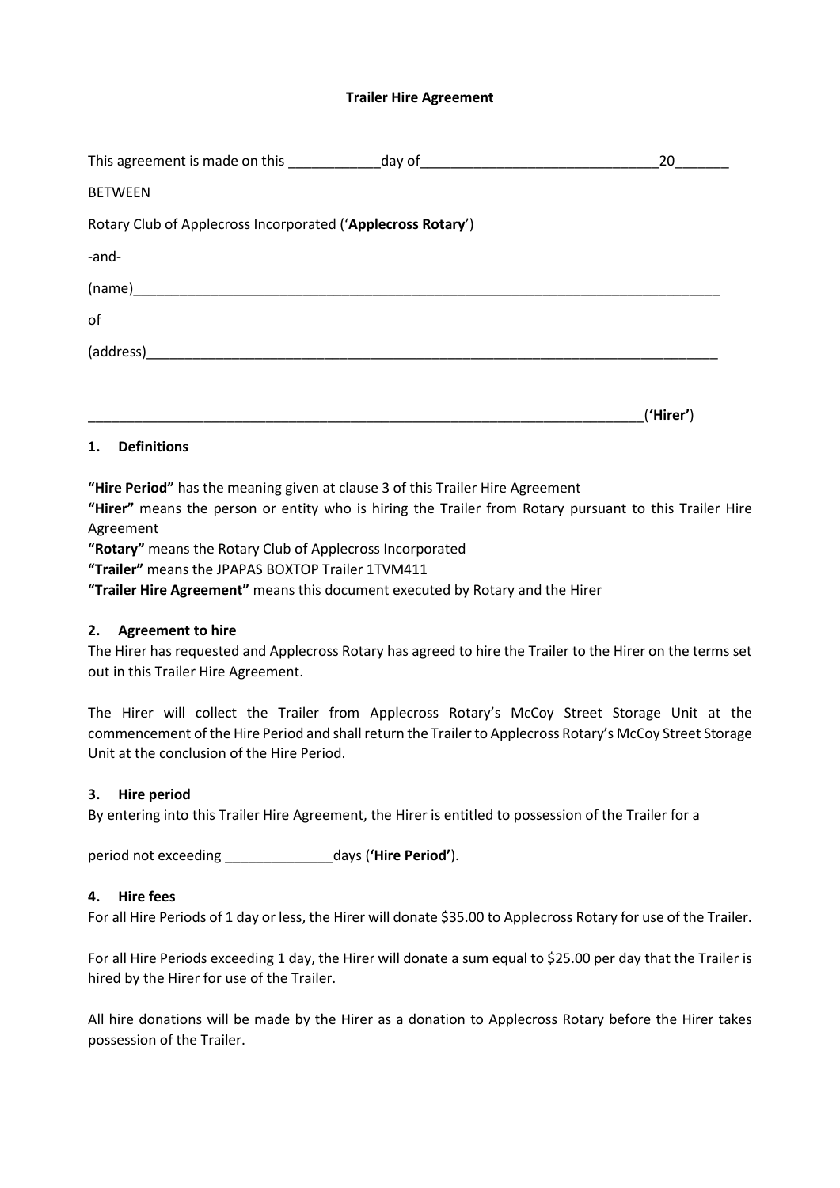# **Trailer Hire Agreement**

This agreement is made on this ____________day of_______________________________20_______

BETWEEN

Rotary Club of Applecross Incorporated (‘**Applecross Rotary**’)

-and-

(name)_____________________________________________________________________________

of

(address)___________________________________________________________________________

__________________________________________________________________________(‘**Hirer**’)

## **1. Definitions**

**“Hire Period”** has the meaning given at clause 3 of this Trailer Hire Agreement
**“Hirer”** means the person or entity who is hiring the Trailer from Rotary pursuant to this Trailer Hire Agreement
**“Rotary”** means the Rotary Club of Applecross Incorporated
**“Trailer”** means the JPAPAS BOXTOP Trailer 1TVM411
**“Trailer Hire Agreement”** means this document executed by Rotary and the Hirer

## **2. Agreement to hire**

The Hirer has requested and Applecross Rotary has agreed to hire the Trailer to the Hirer on the terms set out in this Trailer Hire Agreement.

The Hirer will collect the Trailer from Applecross Rotary’s McCoy Street Storage Unit at the commencement of the Hire Period and shall return the Trailer to Applecross Rotary’s McCoy Street Storage Unit at the conclusion of the Hire Period.

## **3. Hire period**

By entering into this Trailer Hire Agreement, the Hirer is entitled to possession of the Trailer for a

period not exceeding ______________days (**‘Hire Period’**).

## **4. Hire fees**

For all Hire Periods of 1 day or less, the Hirer will donate $35.00 to Applecross Rotary for use of the Trailer.

For all Hire Periods exceeding 1 day, the Hirer will donate a sum equal to $25.00 per day that the Trailer is hired by the Hirer for use of the Trailer.

All hire donations will be made by the Hirer as a donation to Applecross Rotary before the Hirer takes possession of the Trailer.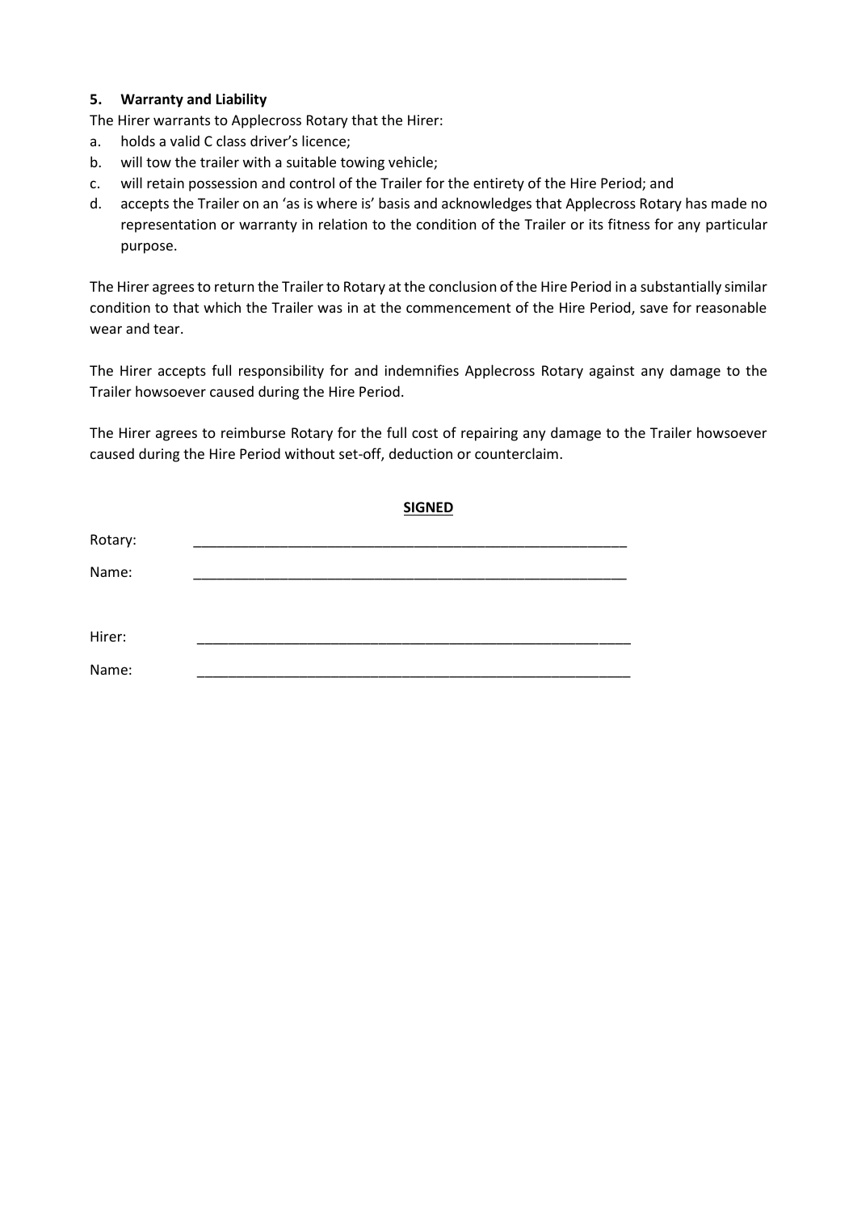**5. Warranty and Liability**

The Hirer warrants to Applecross Rotary that the Hirer:

a. holds a valid C class driver's licence;
b. will tow the trailer with a suitable towing vehicle;
c. will retain possession and control of the Trailer for the entirety of the Hire Period; and
d. accepts the Trailer on an 'as is where is' basis and acknowledges that Applecross Rotary has made no representation or warranty in relation to the condition of the Trailer or its fitness for any particular purpose.

The Hirer agrees to return the Trailer to Rotary at the conclusion of the Hire Period in a substantially similar condition to that which the Trailer was in at the commencement of the Hire Period, save for reasonable wear and tear.

The Hirer accepts full responsibility for and indemnifies Applecross Rotary against any damage to the Trailer howsoever caused during the Hire Period.

The Hirer agrees to reimburse Rotary for the full cost of repairing any damage to the Trailer howsoever caused during the Hire Period without set-off, deduction or counterclaim.

**SIGNED**

Rotary: ________________________________________________________

Name: ________________________________________________________

Hirer: ________________________________________________________

Name: ________________________________________________________